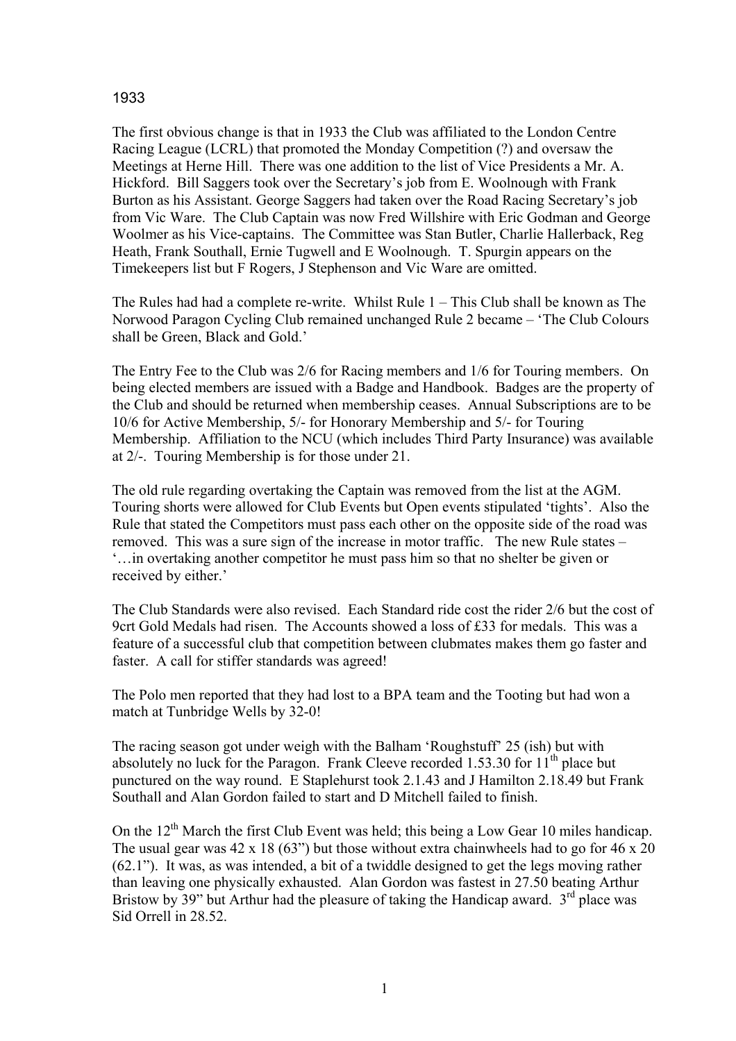# 1933

The first obvious change is that in 1933 the Club was affiliated to the London Centre Racing League (LCRL) that promoted the Monday Competition (?) and oversaw the Meetings at Herne Hill. There was one addition to the list of Vice Presidents a Mr. A. Hickford. Bill Saggers took over the Secretary's job from E. Woolnough with Frank Burton as his Assistant. George Saggers had taken over the Road Racing Secretary's job from Vic Ware. The Club Captain was now Fred Willshire with Eric Godman and George Woolmer as his Vice-captains. The Committee was Stan Butler, Charlie Hallerback, Reg Heath, Frank Southall, Ernie Tugwell and E Woolnough. T. Spurgin appears on the Timekeepers list but F Rogers, J Stephenson and Vic Ware are omitted.

The Rules had had a complete re-write. Whilst Rule 1 – This Club shall be known as The Norwood Paragon Cycling Club remained unchanged Rule 2 became – 'The Club Colours shall be Green, Black and Gold.'

The Entry Fee to the Club was 2/6 for Racing members and 1/6 for Touring members. On being elected members are issued with a Badge and Handbook. Badges are the property of the Club and should be returned when membership ceases. Annual Subscriptions are to be 10/6 for Active Membership, 5/- for Honorary Membership and 5/- for Touring Membership. Affiliation to the NCU (which includes Third Party Insurance) was available at 2/-. Touring Membership is for those under 21.

The old rule regarding overtaking the Captain was removed from the list at the AGM. Touring shorts were allowed for Club Events but Open events stipulated 'tights'. Also the Rule that stated the Competitors must pass each other on the opposite side of the road was removed. This was a sure sign of the increase in motor traffic. The new Rule states – '…in overtaking another competitor he must pass him so that no shelter be given or received by either.'

The Club Standards were also revised. Each Standard ride cost the rider 2/6 but the cost of 9crt Gold Medals had risen. The Accounts showed a loss of £33 for medals. This was a feature of a successful club that competition between clubmates makes them go faster and faster. A call for stiffer standards was agreed!

The Polo men reported that they had lost to a BPA team and the Tooting but had won a match at Tunbridge Wells by 32-0!

The racing season got under weigh with the Balham 'Roughstuff' 25 (ish) but with absolutely no luck for the Paragon. Frank Cleeve recorded 1.53.30 for 11th place but punctured on the way round. E Staplehurst took 2.1.43 and J Hamilton 2.18.49 but Frank Southall and Alan Gordon failed to start and D Mitchell failed to finish.

On the 12th March the first Club Event was held; this being a Low Gear 10 miles handicap. The usual gear was 42 x 18 (63") but those without extra chainwheels had to go for 46 x 20 (62.1"). It was, as was intended, a bit of a twiddle designed to get the legs moving rather than leaving one physically exhausted. Alan Gordon was fastest in 27.50 beating Arthur Bristow by 39" but Arthur had the pleasure of taking the Handicap award. 3rd place was Sid Orrell in 28.52.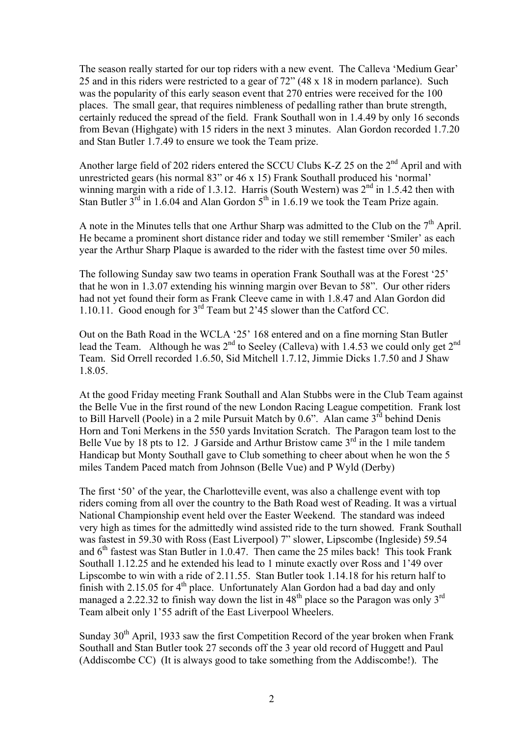The season really started for our top riders with a new event. The Calleva 'Medium Gear' 25 and in this riders were restricted to a gear of 72" (48 x 18 in modern parlance). Such was the popularity of this early season event that 270 entries were received for the 100 places. The small gear, that requires nimbleness of pedalling rather than brute strength, certainly reduced the spread of the field. Frank Southall won in 1.4.49 by only 16 seconds from Bevan (Highgate) with 15 riders in the next 3 minutes. Alan Gordon recorded 1.7.20 and Stan Butler 1.7.49 to ensure we took the Team prize.

Another large field of 202 riders entered the SCCU Clubs K-Z 25 on the 2nd April and with unrestricted gears (his normal 83" or 46 x 15) Frank Southall produced his 'normal' winning margin with a ride of 1.3.12. Harris (South Western) was 2nd in 1.5.42 then with Stan Butler 3rd in 1.6.04 and Alan Gordon 5th in 1.6.19 we took the Team Prize again.

A note in the Minutes tells that one Arthur Sharp was admitted to the Club on the 7th April. He became a prominent short distance rider and today we still remember 'Smiler' as each year the Arthur Sharp Plaque is awarded to the rider with the fastest time over 50 miles.

The following Sunday saw two teams in operation Frank Southall was at the Forest '25' that he won in 1.3.07 extending his winning margin over Bevan to 58". Our other riders had not yet found their form as Frank Cleeve came in with 1.8.47 and Alan Gordon did 1.10.11. Good enough for 3rd Team but 2'45 slower than the Catford CC.

Out on the Bath Road in the WCLA '25' 168 entered and on a fine morning Stan Butler lead the Team. Although he was 2nd to Seeley (Calleva) with 1.4.53 we could only get 2nd Team. Sid Orrell recorded 1.6.50, Sid Mitchell 1.7.12, Jimmie Dicks 1.7.50 and J Shaw 1.8.05.

At the good Friday meeting Frank Southall and Alan Stubbs were in the Club Team against the Belle Vue in the first round of the new London Racing League competition. Frank lost to Bill Harvell (Poole) in a 2 mile Pursuit Match by 0.6". Alan came 3rd behind Denis Horn and Toni Merkens in the 550 yards Invitation Scratch. The Paragon team lost to the Belle Vue by 18 pts to 12. J Garside and Arthur Bristow came 3rd in the 1 mile tandem Handicap but Monty Southall gave to Club something to cheer about when he won the 5 miles Tandem Paced match from Johnson (Belle Vue) and P Wyld (Derby)

The first '50' of the year, the Charlotteville event, was also a challenge event with top riders coming from all over the country to the Bath Road west of Reading. It was a virtual National Championship event held over the Easter Weekend. The standard was indeed very high as times for the admittedly wind assisted ride to the turn showed. Frank Southall was fastest in 59.30 with Ross (East Liverpool) 7" slower, Lipscombe (Ingleside) 59.54 and 6th fastest was Stan Butler in 1.0.47. Then came the 25 miles back! This took Frank Southall 1.12.25 and he extended his lead to 1 minute exactly over Ross and 1'49 over Lipscombe to win with a ride of 2.11.55. Stan Butler took 1.14.18 for his return half to finish with 2.15.05 for 4th place. Unfortunately Alan Gordon had a bad day and only managed a 2.22.32 to finish way down the list in 48th place so the Paragon was only 3rd Team albeit only 1'55 adrift of the East Liverpool Wheelers.

Sunday 30th April, 1933 saw the first Competition Record of the year broken when Frank Southall and Stan Butler took 27 seconds off the 3 year old record of Huggett and Paul (Addiscombe CC) (It is always good to take something from the Addiscombe!). The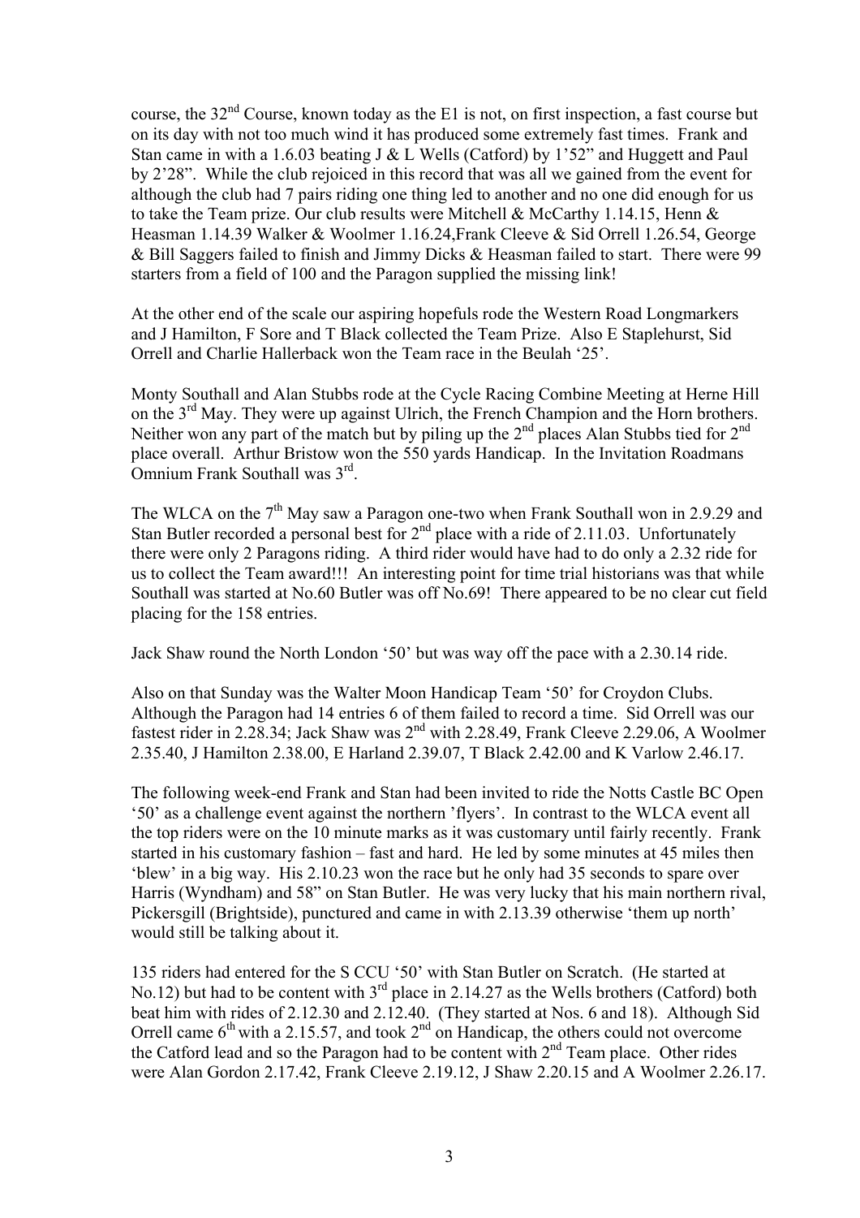course, the 32nd Course, known today as the E1 is not, on first inspection, a fast course but on its day with not too much wind it has produced some extremely fast times. Frank and Stan came in with a 1.6.03 beating J & L Wells (Catford) by 1'52" and Huggett and Paul by 2'28". While the club rejoiced in this record that was all we gained from the event for although the club had 7 pairs riding one thing led to another and no one did enough for us to take the Team prize. Our club results were Mitchell & McCarthy 1.14.15, Henn & Heasman 1.14.39 Walker & Woolmer 1.16.24,Frank Cleeve & Sid Orrell 1.26.54, George & Bill Saggers failed to finish and Jimmy Dicks & Heasman failed to start. There were 99 starters from a field of 100 and the Paragon supplied the missing link!

At the other end of the scale our aspiring hopefuls rode the Western Road Longmarkers and J Hamilton, F Sore and T Black collected the Team Prize. Also E Staplehurst, Sid Orrell and Charlie Hallerback won the Team race in the Beulah '25'.

Monty Southall and Alan Stubbs rode at the Cycle Racing Combine Meeting at Herne Hill on the 3rd May. They were up against Ulrich, the French Champion and the Horn brothers. Neither won any part of the match but by piling up the 2nd places Alan Stubbs tied for 2nd place overall. Arthur Bristow won the 550 yards Handicap. In the Invitation Roadmans Omnium Frank Southall was 3rd.

The WLCA on the 7th May saw a Paragon one-two when Frank Southall won in 2.9.29 and Stan Butler recorded a personal best for 2nd place with a ride of 2.11.03. Unfortunately there were only 2 Paragons riding. A third rider would have had to do only a 2.32 ride for us to collect the Team award!!! An interesting point for time trial historians was that while Southall was started at No.60 Butler was off No.69! There appeared to be no clear cut field placing for the 158 entries.

Jack Shaw round the North London '50' but was way off the pace with a 2.30.14 ride.

Also on that Sunday was the Walter Moon Handicap Team '50' for Croydon Clubs. Although the Paragon had 14 entries 6 of them failed to record a time. Sid Orrell was our fastest rider in 2.28.34; Jack Shaw was 2nd with 2.28.49, Frank Cleeve 2.29.06, A Woolmer 2.35.40, J Hamilton 2.38.00, E Harland 2.39.07, T Black 2.42.00 and K Varlow 2.46.17.

The following week-end Frank and Stan had been invited to ride the Notts Castle BC Open '50' as a challenge event against the northern 'flyers'. In contrast to the WLCA event all the top riders were on the 10 minute marks as it was customary until fairly recently. Frank started in his customary fashion – fast and hard. He led by some minutes at 45 miles then 'blew' in a big way. His 2.10.23 won the race but he only had 35 seconds to spare over Harris (Wyndham) and 58" on Stan Butler. He was very lucky that his main northern rival, Pickersgill (Brightside), punctured and came in with 2.13.39 otherwise 'them up north' would still be talking about it.

135 riders had entered for the S CCU '50' with Stan Butler on Scratch. (He started at No.12) but had to be content with 3rd place in 2.14.27 as the Wells brothers (Catford) both beat him with rides of 2.12.30 and 2.12.40. (They started at Nos. 6 and 18). Although Sid Orrell came 6th with a 2.15.57, and took 2nd on Handicap, the others could not overcome the Catford lead and so the Paragon had to be content with 2nd Team place. Other rides were Alan Gordon 2.17.42, Frank Cleeve 2.19.12, J Shaw 2.20.15 and A Woolmer 2.26.17.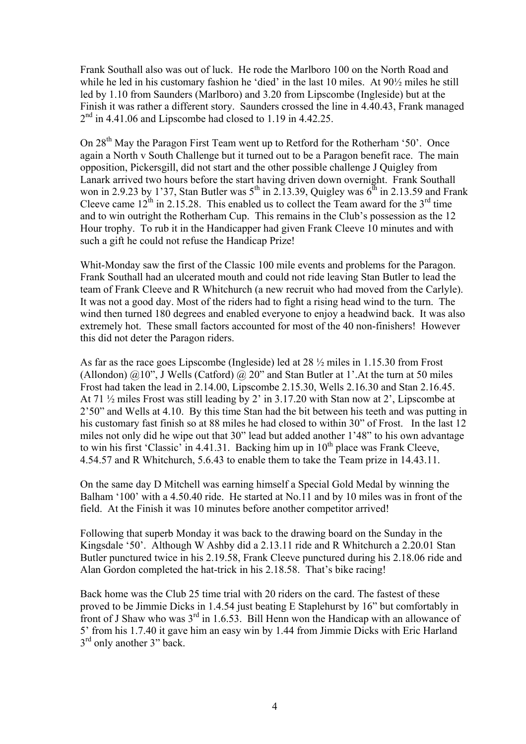Frank Southall also was out of luck. He rode the Marlboro 100 on the North Road and while he led in his customary fashion he 'died' in the last 10 miles. At 90½ miles he still led by 1.10 from Saunders (Marlboro) and 3.20 from Lipscombe (Ingleside) but at the Finish it was rather a different story. Saunders crossed the line in 4.40.43, Frank managed 2nd in 4.41.06 and Lipscombe had closed to 1.19 in 4.42.25.

On 28th May the Paragon First Team went up to Retford for the Rotherham '50'. Once again a North v South Challenge but it turned out to be a Paragon benefit race. The main opposition, Pickersgill, did not start and the other possible challenge J Quigley from Lanark arrived two hours before the start having driven down overnight. Frank Southall won in 2.9.23 by 1'37, Stan Butler was 5th in 2.13.39, Quigley was 6th in 2.13.59 and Frank Cleeve came 12th in 2.15.28. This enabled us to collect the Team award for the 3rd time and to win outright the Rotherham Cup. This remains in the Club's possession as the 12 Hour trophy. To rub it in the Handicapper had given Frank Cleeve 10 minutes and with such a gift he could not refuse the Handicap Prize!

Whit-Monday saw the first of the Classic 100 mile events and problems for the Paragon. Frank Southall had an ulcerated mouth and could not ride leaving Stan Butler to lead the team of Frank Cleeve and R Whitchurch (a new recruit who had moved from the Carlyle). It was not a good day. Most of the riders had to fight a rising head wind to the turn. The wind then turned 180 degrees and enabled everyone to enjoy a headwind back. It was also extremely hot. These small factors accounted for most of the 40 non-finishers! However this did not deter the Paragon riders.

As far as the race goes Lipscombe (Ingleside) led at 28 ½ miles in 1.15.30 from Frost (Allondon) @10", J Wells (Catford) @ 20" and Stan Butler at 1'.At the turn at 50 miles Frost had taken the lead in 2.14.00, Lipscombe 2.15.30, Wells 2.16.30 and Stan 2.16.45. At 71 ½ miles Frost was still leading by 2' in 3.17.20 with Stan now at 2', Lipscombe at 2'50" and Wells at 4.10. By this time Stan had the bit between his teeth and was putting in his customary fast finish so at 88 miles he had closed to within 30" of Frost. In the last 12 miles not only did he wipe out that 30" lead but added another 1'48" to his own advantage to win his first 'Classic' in 4.41.31. Backing him up in 10th place was Frank Cleeve, 4.54.57 and R Whitchurch, 5.6.43 to enable them to take the Team prize in 14.43.11.

On the same day D Mitchell was earning himself a Special Gold Medal by winning the Balham '100' with a 4.50.40 ride. He started at No.11 and by 10 miles was in front of the field. At the Finish it was 10 minutes before another competitor arrived!

Following that superb Monday it was back to the drawing board on the Sunday in the Kingsdale '50'. Although W Ashby did a 2.13.11 ride and R Whitchurch a 2.20.01 Stan Butler punctured twice in his 2.19.58, Frank Cleeve punctured during his 2.18.06 ride and Alan Gordon completed the hat-trick in his 2.18.58. That's bike racing!

Back home was the Club 25 time trial with 20 riders on the card. The fastest of these proved to be Jimmie Dicks in 1.4.54 just beating E Staplehurst by 16" but comfortably in front of J Shaw who was 3rd in 1.6.53. Bill Henn won the Handicap with an allowance of 5' from his 1.7.40 it gave him an easy win by 1.44 from Jimmie Dicks with Eric Harland 3rd only another 3" back.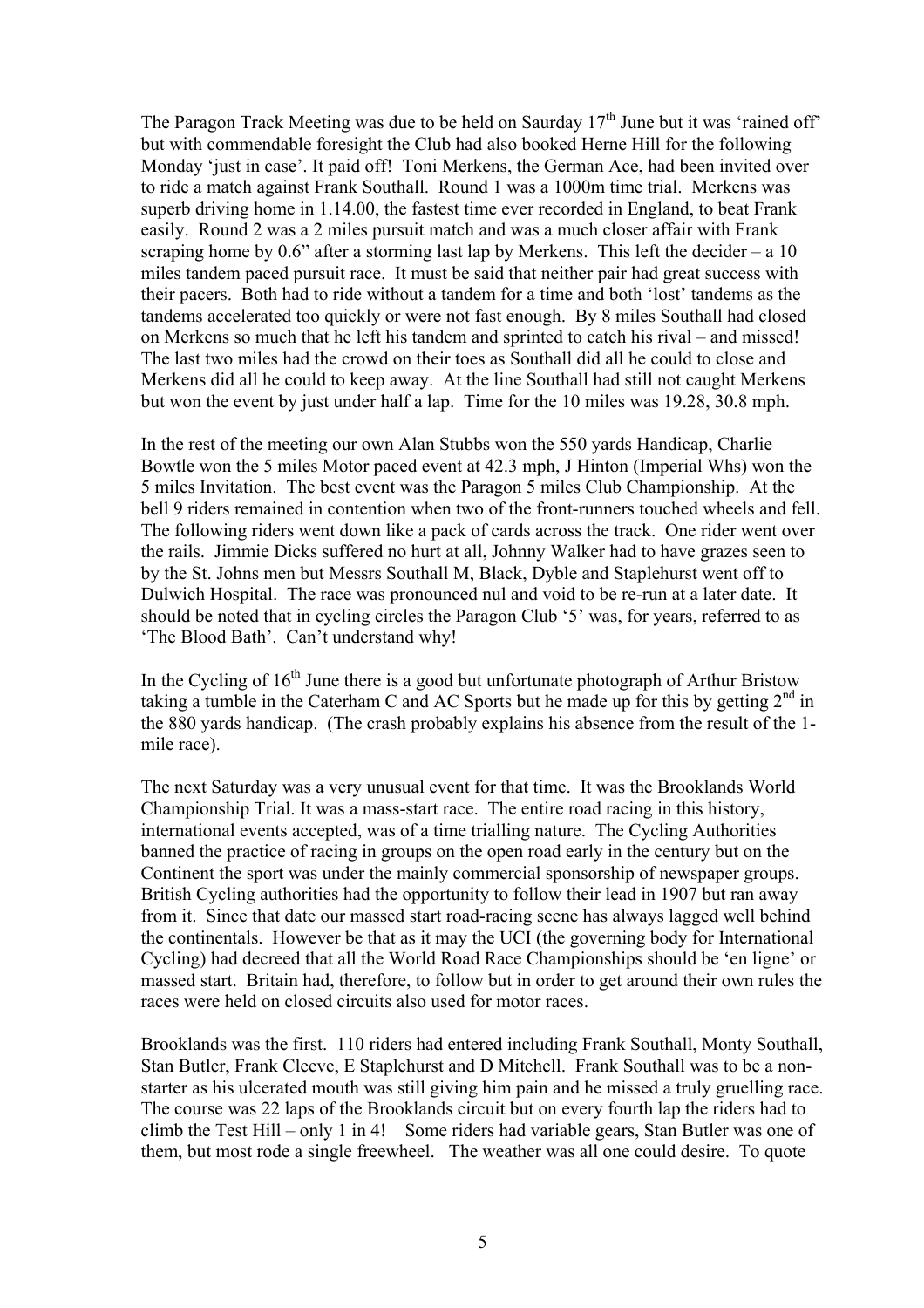The Paragon Track Meeting was due to be held on Saurday 17th June but it was 'rained off' but with commendable foresight the Club had also booked Herne Hill for the following Monday 'just in case'. It paid off! Toni Merkens, the German Ace, had been invited over to ride a match against Frank Southall. Round 1 was a 1000m time trial. Merkens was superb driving home in 1.14.00, the fastest time ever recorded in England, to beat Frank easily. Round 2 was a 2 miles pursuit match and was a much closer affair with Frank scraping home by 0.6" after a storming last lap by Merkens. This left the decider – a 10 miles tandem paced pursuit race. It must be said that neither pair had great success with their pacers. Both had to ride without a tandem for a time and both 'lost' tandems as the tandems accelerated too quickly or were not fast enough. By 8 miles Southall had closed on Merkens so much that he left his tandem and sprinted to catch his rival – and missed! The last two miles had the crowd on their toes as Southall did all he could to close and Merkens did all he could to keep away. At the line Southall had still not caught Merkens but won the event by just under half a lap. Time for the 10 miles was 19.28, 30.8 mph.

In the rest of the meeting our own Alan Stubbs won the 550 yards Handicap, Charlie Bowtle won the 5 miles Motor paced event at 42.3 mph, J Hinton (Imperial Whs) won the 5 miles Invitation. The best event was the Paragon 5 miles Club Championship. At the bell 9 riders remained in contention when two of the front-runners touched wheels and fell. The following riders went down like a pack of cards across the track. One rider went over the rails. Jimmie Dicks suffered no hurt at all, Johnny Walker had to have grazes seen to by the St. Johns men but Messrs Southall M, Black, Dyble and Staplehurst went off to Dulwich Hospital. The race was pronounced nul and void to be re-run at a later date. It should be noted that in cycling circles the Paragon Club '5' was, for years, referred to as 'The Blood Bath'. Can't understand why!

In the Cycling of 16th June there is a good but unfortunate photograph of Arthur Bristow taking a tumble in the Caterham C and AC Sports but he made up for this by getting 2nd in the 880 yards handicap. (The crash probably explains his absence from the result of the 1-mile race).

The next Saturday was a very unusual event for that time. It was the Brooklands World Championship Trial. It was a mass-start race. The entire road racing in this history, international events accepted, was of a time trialling nature. The Cycling Authorities banned the practice of racing in groups on the open road early in the century but on the Continent the sport was under the mainly commercial sponsorship of newspaper groups. British Cycling authorities had the opportunity to follow their lead in 1907 but ran away from it. Since that date our massed start road-racing scene has always lagged well behind the continentals. However be that as it may the UCI (the governing body for International Cycling) had decreed that all the World Road Race Championships should be 'en ligne' or massed start. Britain had, therefore, to follow but in order to get around their own rules the races were held on closed circuits also used for motor races.

Brooklands was the first. 110 riders had entered including Frank Southall, Monty Southall, Stan Butler, Frank Cleeve, E Staplehurst and D Mitchell. Frank Southall was to be a non-starter as his ulcerated mouth was still giving him pain and he missed a truly gruelling race. The course was 22 laps of the Brooklands circuit but on every fourth lap the riders had to climb the Test Hill – only 1 in 4! Some riders had variable gears, Stan Butler was one of them, but most rode a single freewheel. The weather was all one could desire. To quote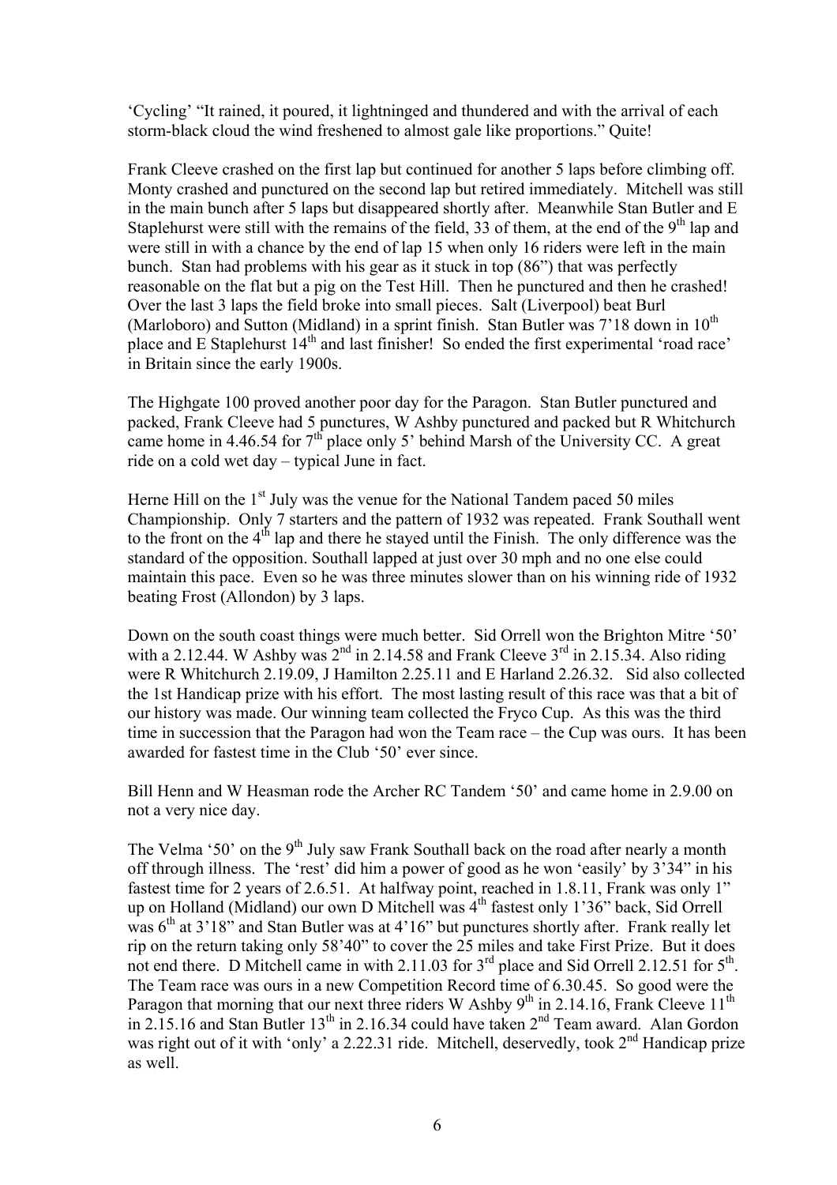'Cycling' "It rained, it poured, it lightninged and thundered and with the arrival of each storm-black cloud the wind freshened to almost gale like proportions." Quite!

Frank Cleeve crashed on the first lap but continued for another 5 laps before climbing off. Monty crashed and punctured on the second lap but retired immediately. Mitchell was still in the main bunch after 5 laps but disappeared shortly after. Meanwhile Stan Butler and E Staplehurst were still with the remains of the field, 33 of them, at the end of the 9th lap and were still in with a chance by the end of lap 15 when only 16 riders were left in the main bunch. Stan had problems with his gear as it stuck in top (86") that was perfectly reasonable on the flat but a pig on the Test Hill. Then he punctured and then he crashed! Over the last 3 laps the field broke into small pieces. Salt (Liverpool) beat Burl (Marloboro) and Sutton (Midland) in a sprint finish. Stan Butler was 7'18 down in 10th place and E Staplehurst 14th and last finisher! So ended the first experimental 'road race' in Britain since the early 1900s.

The Highgate 100 proved another poor day for the Paragon. Stan Butler punctured and packed, Frank Cleeve had 5 punctures, W Ashby punctured and packed but R Whitchurch came home in 4.46.54 for 7th place only 5' behind Marsh of the University CC. A great ride on a cold wet day – typical June in fact.

Herne Hill on the 1st July was the venue for the National Tandem paced 50 miles Championship. Only 7 starters and the pattern of 1932 was repeated. Frank Southall went to the front on the 4th lap and there he stayed until the Finish. The only difference was the standard of the opposition. Southall lapped at just over 30 mph and no one else could maintain this pace. Even so he was three minutes slower than on his winning ride of 1932 beating Frost (Allondon) by 3 laps.

Down on the south coast things were much better. Sid Orrell won the Brighton Mitre '50' with a 2.12.44. W Ashby was 2nd in 2.14.58 and Frank Cleeve 3rd in 2.15.34. Also riding were R Whitchurch 2.19.09, J Hamilton 2.25.11 and E Harland 2.26.32. Sid also collected the 1st Handicap prize with his effort. The most lasting result of this race was that a bit of our history was made. Our winning team collected the Fryco Cup. As this was the third time in succession that the Paragon had won the Team race – the Cup was ours. It has been awarded for fastest time in the Club '50' ever since.

Bill Henn and W Heasman rode the Archer RC Tandem '50' and came home in 2.9.00 on not a very nice day.

The Velma '50' on the 9th July saw Frank Southall back on the road after nearly a month off through illness. The 'rest' did him a power of good as he won 'easily' by 3'34" in his fastest time for 2 years of 2.6.51. At halfway point, reached in 1.8.11, Frank was only 1" up on Holland (Midland) our own D Mitchell was 4th fastest only 1'36" back, Sid Orrell was 6th at 3'18" and Stan Butler was at 4'16" but punctures shortly after. Frank really let rip on the return taking only 58'40" to cover the 25 miles and take First Prize. But it does not end there. D Mitchell came in with 2.11.03 for 3rd place and Sid Orrell 2.12.51 for 5th. The Team race was ours in a new Competition Record time of 6.30.45. So good were the Paragon that morning that our next three riders W Ashby 9th in 2.14.16, Frank Cleeve 11th in 2.15.16 and Stan Butler 13th in 2.16.34 could have taken 2nd Team award. Alan Gordon was right out of it with 'only' a 2.22.31 ride. Mitchell, deservedly, took 2nd Handicap prize as well.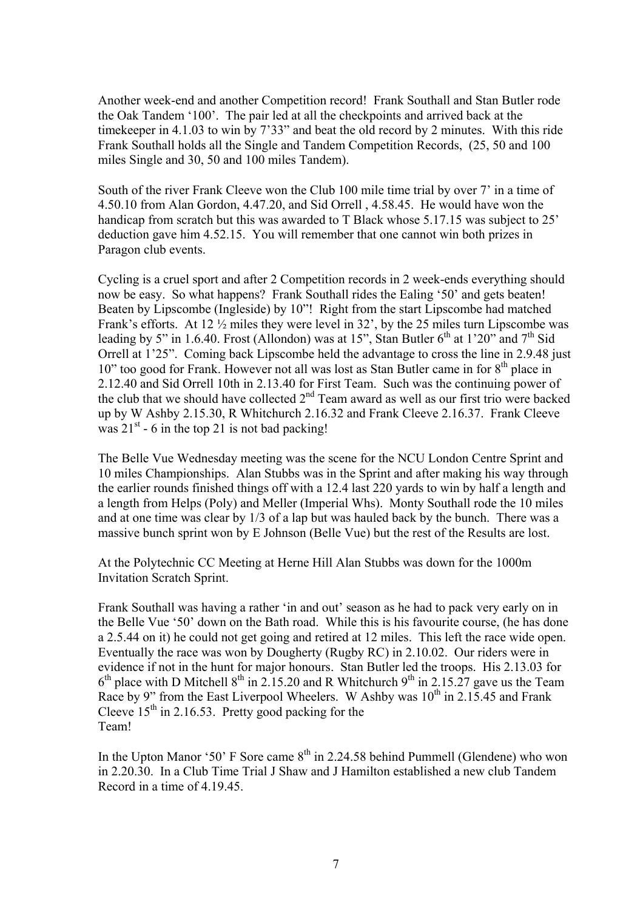Another week-end and another Competition record! Frank Southall and Stan Butler rode the Oak Tandem '100'. The pair led at all the checkpoints and arrived back at the timekeeper in 4.1.03 to win by 7'33" and beat the old record by 2 minutes. With this ride Frank Southall holds all the Single and Tandem Competition Records, (25, 50 and 100 miles Single and 30, 50 and 100 miles Tandem).

South of the river Frank Cleeve won the Club 100 mile time trial by over 7' in a time of 4.50.10 from Alan Gordon, 4.47.20, and Sid Orrell , 4.58.45. He would have won the handicap from scratch but this was awarded to T Black whose 5.17.15 was subject to 25' deduction gave him 4.52.15. You will remember that one cannot win both prizes in Paragon club events.

Cycling is a cruel sport and after 2 Competition records in 2 week-ends everything should now be easy. So what happens? Frank Southall rides the Ealing '50' and gets beaten! Beaten by Lipscombe (Ingleside) by 10"! Right from the start Lipscombe had matched Frank's efforts. At 12 ½ miles they were level in 32', by the 25 miles turn Lipscombe was leading by 5" in 1.6.40. Frost (Allondon) was at 15", Stan Butler 6th at 1'20" and 7th Sid Orrell at 1'25". Coming back Lipscombe held the advantage to cross the line in 2.9.48 just 10" too good for Frank. However not all was lost as Stan Butler came in for 8th place in 2.12.40 and Sid Orrell 10th in 2.13.40 for First Team. Such was the continuing power of the club that we should have collected 2nd Team award as well as our first trio were backed up by W Ashby 2.15.30, R Whitchurch 2.16.32 and Frank Cleeve 2.16.37. Frank Cleeve was 21st - 6 in the top 21 is not bad packing!

The Belle Vue Wednesday meeting was the scene for the NCU London Centre Sprint and 10 miles Championships. Alan Stubbs was in the Sprint and after making his way through the earlier rounds finished things off with a 12.4 last 220 yards to win by half a length and a length from Helps (Poly) and Meller (Imperial Whs). Monty Southall rode the 10 miles and at one time was clear by 1/3 of a lap but was hauled back by the bunch. There was a massive bunch sprint won by E Johnson (Belle Vue) but the rest of the Results are lost.

At the Polytechnic CC Meeting at Herne Hill Alan Stubbs was down for the 1000m Invitation Scratch Sprint.

Frank Southall was having a rather 'in and out' season as he had to pack very early on in the Belle Vue '50' down on the Bath road. While this is his favourite course, (he has done a 2.5.44 on it) he could not get going and retired at 12 miles. This left the race wide open. Eventually the race was won by Dougherty (Rugby RC) in 2.10.02. Our riders were in evidence if not in the hunt for major honours. Stan Butler led the troops. His 2.13.03 for 6th place with D Mitchell 8th in 2.15.20 and R Whitchurch 9th in 2.15.27 gave us the Team Race by 9" from the East Liverpool Wheelers. W Ashby was 10th in 2.15.45 and Frank Cleeve 15th in 2.16.53. Pretty good packing for the Team!

In the Upton Manor '50' F Sore came 8th in 2.24.58 behind Pummell (Glendene) who won in 2.20.30. In a Club Time Trial J Shaw and J Hamilton established a new club Tandem Record in a time of 4.19.45.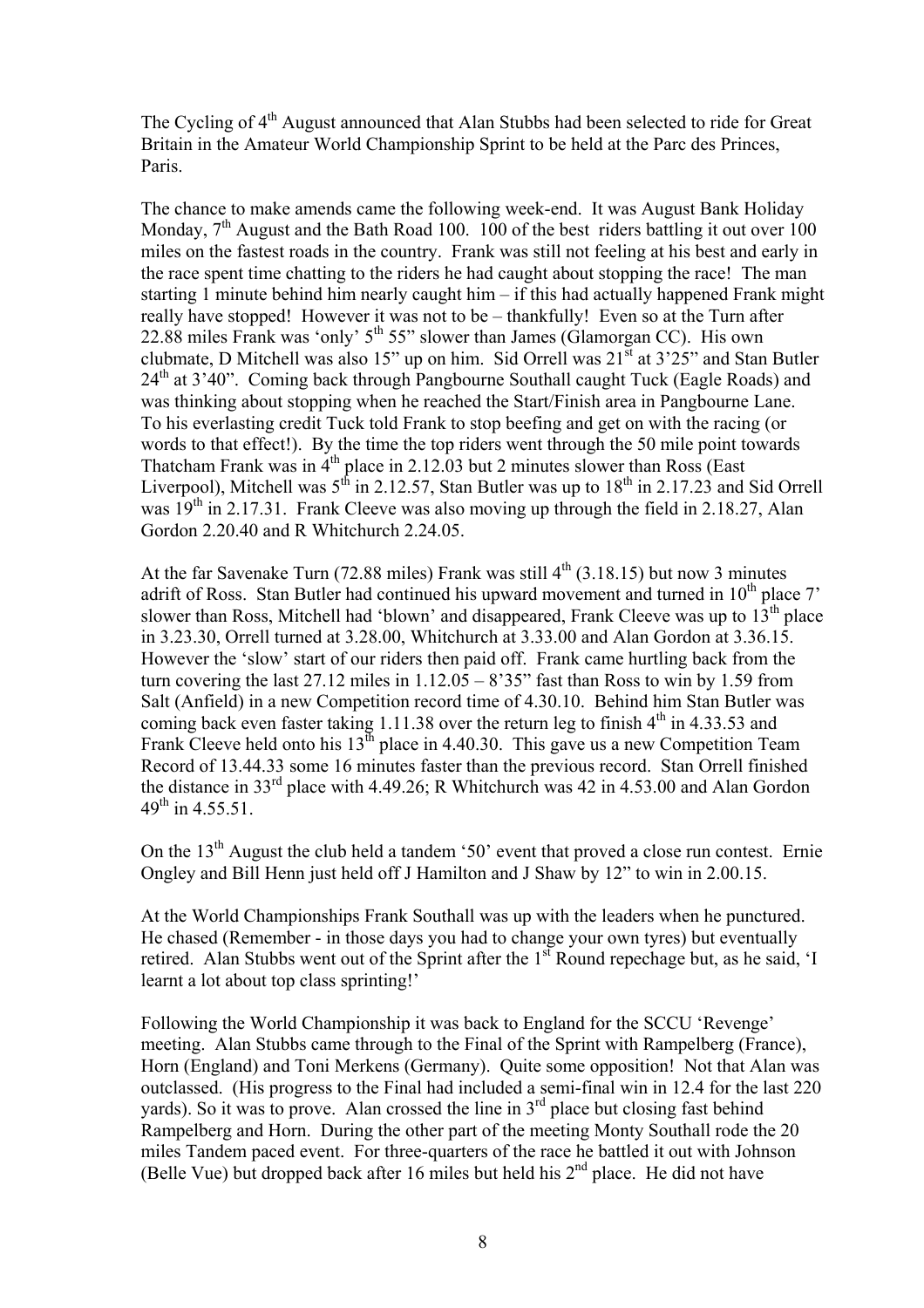The Cycling of 4th August announced that Alan Stubbs had been selected to ride for Great Britain in the Amateur World Championship Sprint to be held at the Parc des Princes, Paris.

The chance to make amends came the following week-end. It was August Bank Holiday Monday, 7th August and the Bath Road 100. 100 of the best riders battling it out over 100 miles on the fastest roads in the country. Frank was still not feeling at his best and early in the race spent time chatting to the riders he had caught about stopping the race! The man starting 1 minute behind him nearly caught him – if this had actually happened Frank might really have stopped! However it was not to be – thankfully! Even so at the Turn after 22.88 miles Frank was 'only' 5th 55" slower than James (Glamorgan CC). His own clubmate, D Mitchell was also 15" up on him. Sid Orrell was 21st at 3'25" and Stan Butler 24th at 3'40". Coming back through Pangbourne Southall caught Tuck (Eagle Roads) and was thinking about stopping when he reached the Start/Finish area in Pangbourne Lane. To his everlasting credit Tuck told Frank to stop beefing and get on with the racing (or words to that effect!). By the time the top riders went through the 50 mile point towards Thatcham Frank was in 4th place in 2.12.03 but 2 minutes slower than Ross (East Liverpool), Mitchell was 5th in 2.12.57, Stan Butler was up to 18th in 2.17.23 and Sid Orrell was 19th in 2.17.31. Frank Cleeve was also moving up through the field in 2.18.27, Alan Gordon 2.20.40 and R Whitchurch 2.24.05.

At the far Savenake Turn (72.88 miles) Frank was still 4th (3.18.15) but now 3 minutes adrift of Ross. Stan Butler had continued his upward movement and turned in 10th place 7' slower than Ross, Mitchell had 'blown' and disappeared, Frank Cleeve was up to 13th place in 3.23.30, Orrell turned at 3.28.00, Whitchurch at 3.33.00 and Alan Gordon at 3.36.15. However the 'slow' start of our riders then paid off. Frank came hurtling back from the turn covering the last 27.12 miles in 1.12.05 – 8'35" fast than Ross to win by 1.59 from Salt (Anfield) in a new Competition record time of 4.30.10. Behind him Stan Butler was coming back even faster taking 1.11.38 over the return leg to finish 4th in 4.33.53 and Frank Cleeve held onto his 13th place in 4.40.30. This gave us a new Competition Team Record of 13.44.33 some 16 minutes faster than the previous record. Stan Orrell finished the distance in 33rd place with 4.49.26; R Whitchurch was 42 in 4.53.00 and Alan Gordon 49th in 4.55.51.

On the 13th August the club held a tandem '50' event that proved a close run contest. Ernie Ongley and Bill Henn just held off J Hamilton and J Shaw by 12" to win in 2.00.15.

At the World Championships Frank Southall was up with the leaders when he punctured. He chased (Remember - in those days you had to change your own tyres) but eventually retired. Alan Stubbs went out of the Sprint after the 1st Round repechage but, as he said, 'I learnt a lot about top class sprinting!'

Following the World Championship it was back to England for the SCCU 'Revenge' meeting. Alan Stubbs came through to the Final of the Sprint with Rampelberg (France), Horn (England) and Toni Merkens (Germany). Quite some opposition! Not that Alan was outclassed. (His progress to the Final had included a semi-final win in 12.4 for the last 220 yards). So it was to prove. Alan crossed the line in 3rd place but closing fast behind Rampelberg and Horn. During the other part of the meeting Monty Southall rode the 20 miles Tandem paced event. For three-quarters of the race he battled it out with Johnson (Belle Vue) but dropped back after 16 miles but held his 2nd place. He did not have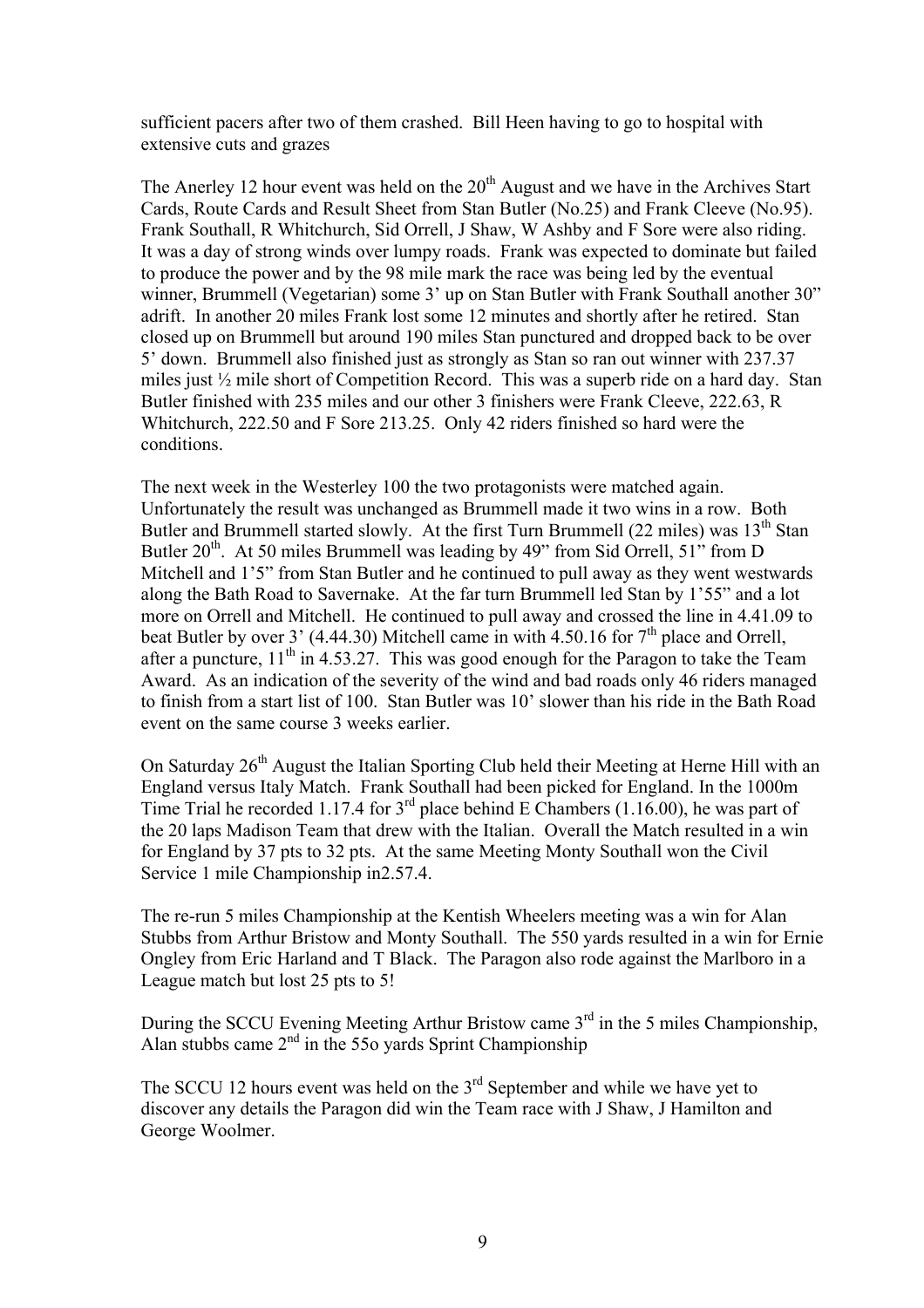sufficient pacers after two of them crashed. Bill Heen having to go to hospital with extensive cuts and grazes

The Anerley 12 hour event was held on the 20th August and we have in the Archives Start Cards, Route Cards and Result Sheet from Stan Butler (No.25) and Frank Cleeve (No.95). Frank Southall, R Whitchurch, Sid Orrell, J Shaw, W Ashby and F Sore were also riding. It was a day of strong winds over lumpy roads. Frank was expected to dominate but failed to produce the power and by the 98 mile mark the race was being led by the eventual winner, Brummell (Vegetarian) some 3' up on Stan Butler with Frank Southall another 30" adrift. In another 20 miles Frank lost some 12 minutes and shortly after he retired. Stan closed up on Brummell but around 190 miles Stan punctured and dropped back to be over 5' down. Brummell also finished just as strongly as Stan so ran out winner with 237.37 miles just ½ mile short of Competition Record. This was a superb ride on a hard day. Stan Butler finished with 235 miles and our other 3 finishers were Frank Cleeve, 222.63, R Whitchurch, 222.50 and F Sore 213.25. Only 42 riders finished so hard were the conditions.

The next week in the Westerley 100 the two protagonists were matched again. Unfortunately the result was unchanged as Brummell made it two wins in a row. Both Butler and Brummell started slowly. At the first Turn Brummell (22 miles) was 13th Stan Butler 20th. At 50 miles Brummell was leading by 49" from Sid Orrell, 51" from D Mitchell and 1'5" from Stan Butler and he continued to pull away as they went westwards along the Bath Road to Savernake. At the far turn Brummell led Stan by 1'55" and a lot more on Orrell and Mitchell. He continued to pull away and crossed the line in 4.41.09 to beat Butler by over 3' (4.44.30) Mitchell came in with 4.50.16 for 7th place and Orrell, after a puncture, 11th in 4.53.27. This was good enough for the Paragon to take the Team Award. As an indication of the severity of the wind and bad roads only 46 riders managed to finish from a start list of 100. Stan Butler was 10' slower than his ride in the Bath Road event on the same course 3 weeks earlier.

On Saturday 26th August the Italian Sporting Club held their Meeting at Herne Hill with an England versus Italy Match. Frank Southall had been picked for England. In the 1000m Time Trial he recorded 1.17.4 for 3rd place behind E Chambers (1.16.00), he was part of the 20 laps Madison Team that drew with the Italian. Overall the Match resulted in a win for England by 37 pts to 32 pts. At the same Meeting Monty Southall won the Civil Service 1 mile Championship in2.57.4.

The re-run 5 miles Championship at the Kentish Wheelers meeting was a win for Alan Stubbs from Arthur Bristow and Monty Southall. The 550 yards resulted in a win for Ernie Ongley from Eric Harland and T Black. The Paragon also rode against the Marlboro in a League match but lost 25 pts to 5!

During the SCCU Evening Meeting Arthur Bristow came 3rd in the 5 miles Championship, Alan stubbs came 2nd in the 55o yards Sprint Championship

The SCCU 12 hours event was held on the 3rd September and while we have yet to discover any details the Paragon did win the Team race with J Shaw, J Hamilton and George Woolmer.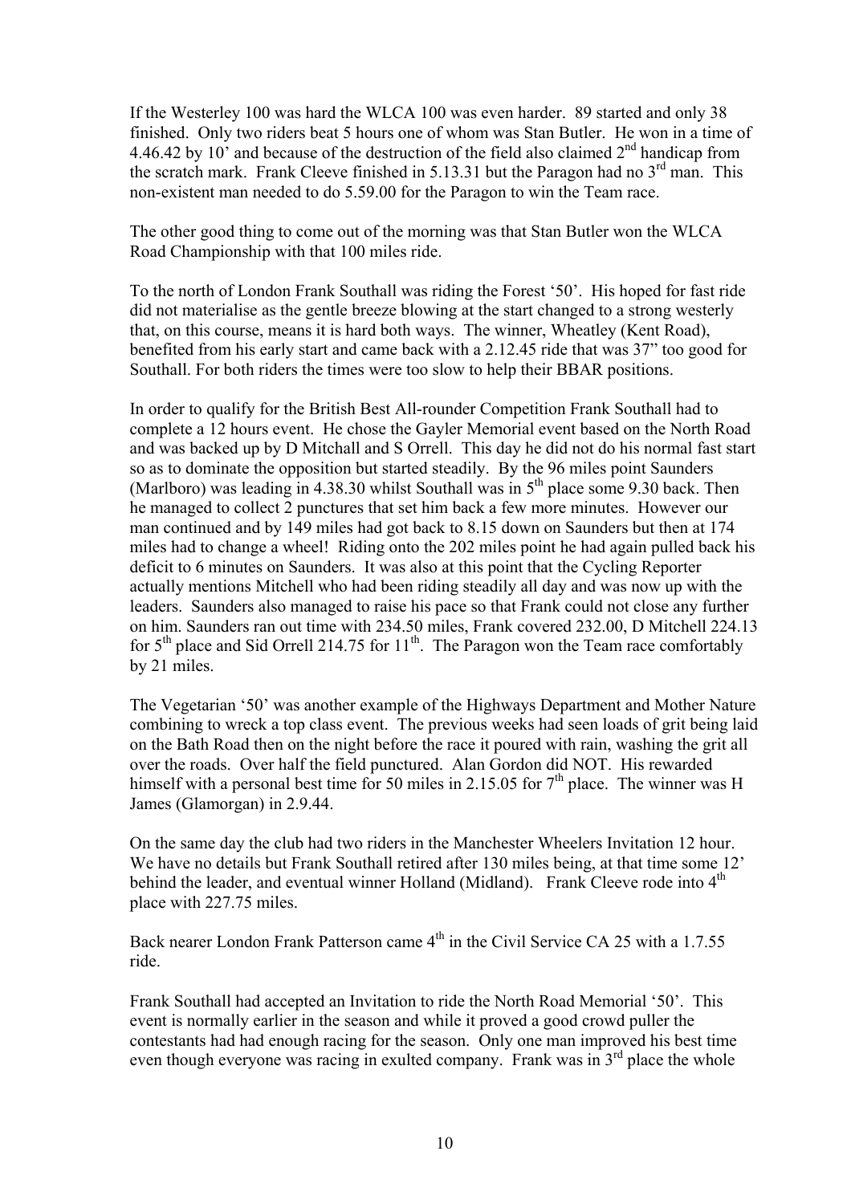If the Westerley 100 was hard the WLCA 100 was even harder. 89 started and only 38 finished. Only two riders beat 5 hours one of whom was Stan Butler. He won in a time of 4.46.42 by 10' and because of the destruction of the field also claimed 2nd handicap from the scratch mark. Frank Cleeve finished in 5.13.31 but the Paragon had no 3rd man. This non-existent man needed to do 5.59.00 for the Paragon to win the Team race.

The other good thing to come out of the morning was that Stan Butler won the WLCA Road Championship with that 100 miles ride.

To the north of London Frank Southall was riding the Forest '50'. His hoped for fast ride did not materialise as the gentle breeze blowing at the start changed to a strong westerly that, on this course, means it is hard both ways. The winner, Wheatley (Kent Road), benefited from his early start and came back with a 2.12.45 ride that was 37" too good for Southall. For both riders the times were too slow to help their BBAR positions.

In order to qualify for the British Best All-rounder Competition Frank Southall had to complete a 12 hours event. He chose the Gayler Memorial event based on the North Road and was backed up by D Mitchall and S Orrell. This day he did not do his normal fast start so as to dominate the opposition but started steadily. By the 96 miles point Saunders (Marlboro) was leading in 4.38.30 whilst Southall was in 5th place some 9.30 back. Then he managed to collect 2 punctures that set him back a few more minutes. However our man continued and by 149 miles had got back to 8.15 down on Saunders but then at 174 miles had to change a wheel! Riding onto the 202 miles point he had again pulled back his deficit to 6 minutes on Saunders. It was also at this point that the Cycling Reporter actually mentions Mitchell who had been riding steadily all day and was now up with the leaders. Saunders also managed to raise his pace so that Frank could not close any further on him. Saunders ran out time with 234.50 miles, Frank covered 232.00, D Mitchell 224.13 for 5th place and Sid Orrell 214.75 for 11th. The Paragon won the Team race comfortably by 21 miles.

The Vegetarian '50' was another example of the Highways Department and Mother Nature combining to wreck a top class event. The previous weeks had seen loads of grit being laid on the Bath Road then on the night before the race it poured with rain, washing the grit all over the roads. Over half the field punctured. Alan Gordon did NOT. His rewarded himself with a personal best time for 50 miles in 2.15.05 for 7th place. The winner was H James (Glamorgan) in 2.9.44.

On the same day the club had two riders in the Manchester Wheelers Invitation 12 hour. We have no details but Frank Southall retired after 130 miles being, at that time some 12' behind the leader, and eventual winner Holland (Midland). Frank Cleeve rode into 4th place with 227.75 miles.

Back nearer London Frank Patterson came 4th in the Civil Service CA 25 with a 1.7.55 ride.

Frank Southall had accepted an Invitation to ride the North Road Memorial '50'. This event is normally earlier in the season and while it proved a good crowd puller the contestants had had enough racing for the season. Only one man improved his best time even though everyone was racing in exulted company. Frank was in 3rd place the whole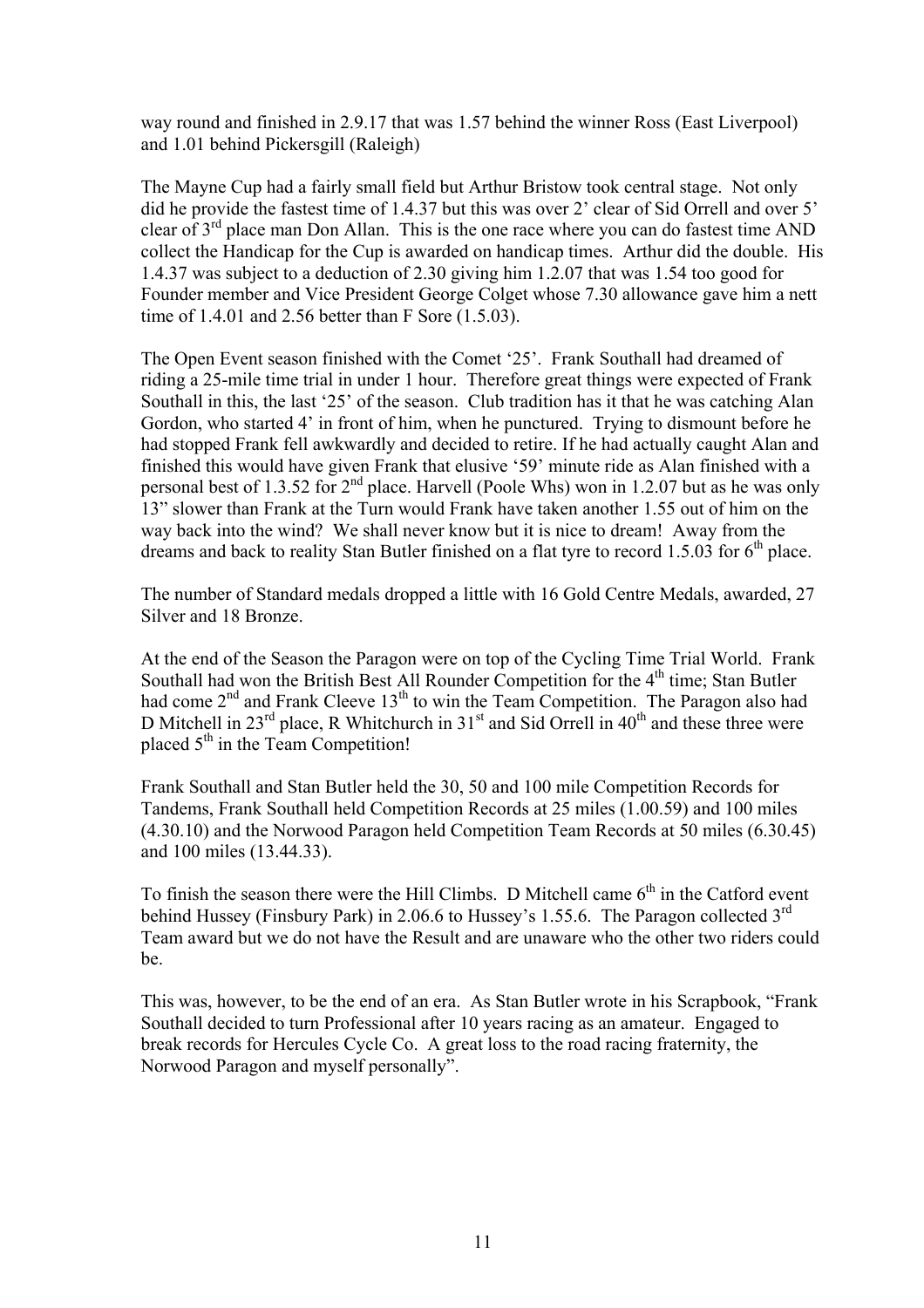way round and finished in 2.9.17 that was 1.57 behind the winner Ross (East Liverpool) and 1.01 behind Pickersgill (Raleigh)

The Mayne Cup had a fairly small field but Arthur Bristow took central stage. Not only did he provide the fastest time of 1.4.37 but this was over 2' clear of Sid Orrell and over 5' clear of 3rd place man Don Allan. This is the one race where you can do fastest time AND collect the Handicap for the Cup is awarded on handicap times. Arthur did the double. His 1.4.37 was subject to a deduction of 2.30 giving him 1.2.07 that was 1.54 too good for Founder member and Vice President George Colget whose 7.30 allowance gave him a nett time of 1.4.01 and 2.56 better than F Sore (1.5.03).

The Open Event season finished with the Comet '25'. Frank Southall had dreamed of riding a 25-mile time trial in under 1 hour. Therefore great things were expected of Frank Southall in this, the last '25' of the season. Club tradition has it that he was catching Alan Gordon, who started 4' in front of him, when he punctured. Trying to dismount before he had stopped Frank fell awkwardly and decided to retire. If he had actually caught Alan and finished this would have given Frank that elusive '59' minute ride as Alan finished with a personal best of 1.3.52 for 2nd place. Harvell (Poole Whs) won in 1.2.07 but as he was only 13" slower than Frank at the Turn would Frank have taken another 1.55 out of him on the way back into the wind? We shall never know but it is nice to dream! Away from the dreams and back to reality Stan Butler finished on a flat tyre to record 1.5.03 for 6th place.

The number of Standard medals dropped a little with 16 Gold Centre Medals, awarded, 27 Silver and 18 Bronze.

At the end of the Season the Paragon were on top of the Cycling Time Trial World. Frank Southall had won the British Best All Rounder Competition for the 4th time; Stan Butler had come 2nd and Frank Cleeve 13th to win the Team Competition. The Paragon also had D Mitchell in 23rd place, R Whitchurch in 31st and Sid Orrell in 40th and these three were placed 5th in the Team Competition!

Frank Southall and Stan Butler held the 30, 50 and 100 mile Competition Records for Tandems, Frank Southall held Competition Records at 25 miles (1.00.59) and 100 miles (4.30.10) and the Norwood Paragon held Competition Team Records at 50 miles (6.30.45) and 100 miles (13.44.33).

To finish the season there were the Hill Climbs. D Mitchell came 6th in the Catford event behind Hussey (Finsbury Park) in 2.06.6 to Hussey's 1.55.6. The Paragon collected 3rd Team award but we do not have the Result and are unaware who the other two riders could be.

This was, however, to be the end of an era. As Stan Butler wrote in his Scrapbook, "Frank Southall decided to turn Professional after 10 years racing as an amateur. Engaged to break records for Hercules Cycle Co. A great loss to the road racing fraternity, the Norwood Paragon and myself personally".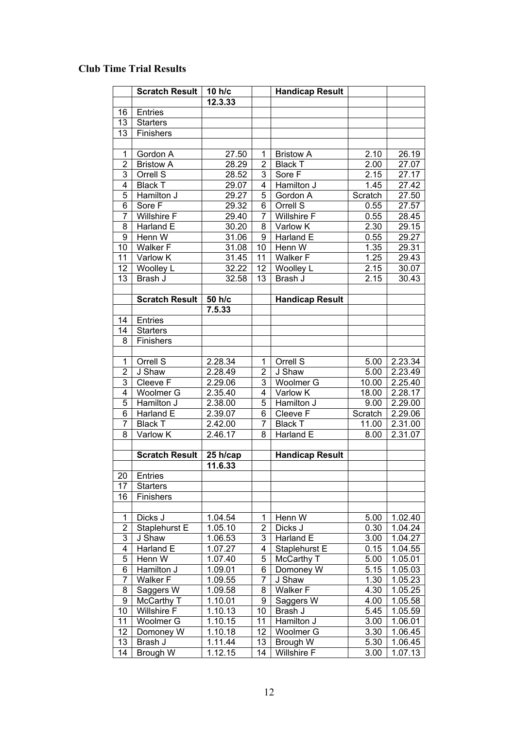**Club Time Trial Results**

| | | | | | | |
|---|---|---|---|---|---|---|
| | **Scratch Result** | **10 h/c** | | **Handicap Result** | | |
| | | **12.3.33** | | | | |
| 16 | Entries | | | | | |
| 13 | Starters | | | | | |
| 13 | Finishers | | | | | |
| | | | | | | |
| 1 | Gordon A | 27.50 | 1 | Bristow A | 2.10 | 26.19 |
| 2 | Bristow A | 28.29 | 2 | Black T | 2.00 | 27.07 |
| 3 | Orrell S | 28.52 | 3 | Sore F | 2.15 | 27.17 |
| 4 | Black T | 29.07 | 4 | Hamilton J | 1.45 | 27.42 |
| 5 | Hamilton J | 29.27 | 5 | Gordon A | Scratch | 27.50 |
| 6 | Sore F | 29.32 | 6 | Orrell S | 0.55 | 27.57 |
| 7 | Willshire F | 29.40 | 7 | Willshire F | 0.55 | 28.45 |
| 8 | Harland E | 30.20 | 8 | Varlow K | 2.30 | 29.15 |
| 9 | Henn W | 31.06 | 9 | Harland E | 0.55 | 29.27 |
| 10 | Walker F | 31.08 | 10 | Henn W | 1.35 | 29.31 |
| 11 | Varlow K | 31.45 | 11 | Walker F | 1.25 | 29.43 |
| 12 | Woolley L | 32.22 | 12 | Woolley L | 2.15 | 30.07 |
| 13 | Brash J | 32.58 | 13 | Brash J | 2.15 | 30.43 |
| | | | | | | |
| | **Scratch Result** | **50 h/c** | | **Handicap Result** | | |
| | | **7.5.33** | | | | |
| 14 | Entries | | | | | |
| 14 | Starters | | | | | |
| 8 | Finishers | | | | | |
| | | | | | | |
| 1 | Orrell S | 2.28.34 | 1 | Orrell S | 5.00 | 2.23.34 |
| 2 | J Shaw | 2.28.49 | 2 | J Shaw | 5.00 | 2.23.49 |
| 3 | Cleeve F | 2.29.06 | 3 | Woolmer G | 10.00 | 2.25.40 |
| 4 | Woolmer G | 2.35.40 | 4 | Varlow K | 18.00 | 2.28.17 |
| 5 | Hamilton J | 2.38.00 | 5 | Hamilton J | 9.00 | 2.29.00 |
| 6 | Harland E | 2.39.07 | 6 | Cleeve F | Scratch | 2.29.06 |
| 7 | Black T | 2.42.00 | 7 | Black T | 11.00 | 2.31.00 |
| 8 | Varlow K | 2.46.17 | 8 | Harland E | 8.00 | 2.31.07 |
| | | | | | | |
| | **Scratch Result** | **25 h/cap** | | **Handicap Result** | | |
| | | **11.6.33** | | | | |
| 20 | Entries | | | | | |
| 17 | Starters | | | | | |
| 16 | Finishers | | | | | |
| | | | | | | |
| 1 | Dicks J | 1.04.54 | 1 | Henn W | 5.00 | 1.02.40 |
| 2 | Staplehurst E | 1.05.10 | 2 | Dicks J | 0.30 | 1.04.24 |
| 3 | J Shaw | 1.06.53 | 3 | Harland E | 3.00 | 1.04.27 |
| 4 | Harland E | 1.07.27 | 4 | Staplehurst E | 0.15 | 1.04.55 |
| 5 | Henn W | 1.07.40 | 5 | McCarthy T | 5.00 | 1.05.01 |
| 6 | Hamilton J | 1.09.01 | 6 | Domoney W | 5.15 | 1.05.03 |
| 7 | Walker F | 1.09.55 | 7 | J Shaw | 1.30 | 1.05.23 |
| 8 | Saggers W | 1.09.58 | 8 | Walker F | 4.30 | 1.05.25 |
| 9 | McCarthy T | 1.10.01 | 9 | Saggers W | 4.00 | 1.05.58 |
| 10 | Willshire F | 1.10.13 | 10 | Brash J | 5.45 | 1.05.59 |
| 11 | Woolmer G | 1.10.15 | 11 | Hamilton J | 3.00 | 1.06.01 |
| 12 | Domoney W | 1.10.18 | 12 | Woolmer G | 3.30 | 1.06.45 |
| 13 | Brash J | 1.11.44 | 13 | Brough W | 5.30 | 1.06.45 |
| 14 | Brough W | 1.12.15 | 14 | Willshire F | 3.00 | 1.07.13 |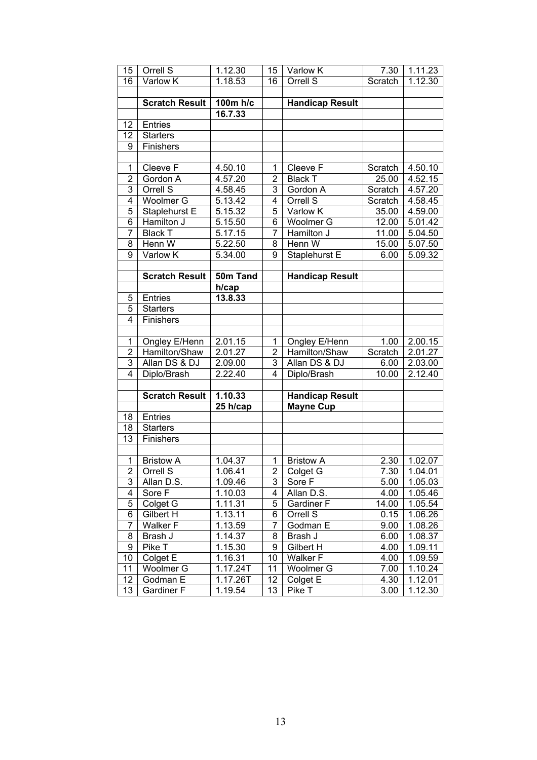| | | | | | | |
|---|---|---|---|---|---|---|
| 15 | Orrell S | 1.12.30 | 15 | Varlow K | 7.30 | 1.11.23 |
| 16 | Varlow K | 1.18.53 | 16 | Orrell S | Scratch | 1.12.30 |
| | | | | | | |
| | **Scratch Result** | **100m h/c** | | **Handicap Result** | | |
| | | **16.7.33** | | | | |
| 12 | Entries | | | | | |
| 12 | Starters | | | | | |
| 9 | Finishers | | | | | |
| | | | | | | |
| 1 | Cleeve F | 4.50.10 | 1 | Cleeve F | Scratch | 4.50.10 |
| 2 | Gordon A | 4.57.20 | 2 | Black T | 25.00 | 4.52.15 |
| 3 | Orrell S | 4.58.45 | 3 | Gordon A | Scratch | 4.57.20 |
| 4 | Woolmer G | 5.13.42 | 4 | Orrell S | Scratch | 4.58.45 |
| 5 | Staplehurst E | 5.15.32 | 5 | Varlow K | 35.00 | 4.59.00 |
| 6 | Hamilton J | 5.15.50 | 6 | Woolmer G | 12.00 | 5.01.42 |
| 7 | Black T | 5.17.15 | 7 | Hamilton J | 11.00 | 5.04.50 |
| 8 | Henn W | 5.22.50 | 8 | Henn W | 15.00 | 5.07.50 |
| 9 | Varlow K | 5.34.00 | 9 | Staplehurst E | 6.00 | 5.09.32 |
| | | | | | | |
| | **Scratch Result** | **50m Tand** | | **Handicap Result** | | |
| | | **h/cap** | | | | |
| 5 | Entries | **13.8.33** | | | | |
| 5 | Starters | | | | | |
| 4 | Finishers | | | | | |
| | | | | | | |
| 1 | Ongley E/Henn | 2.01.15 | 1 | Ongley E/Henn | 1.00 | 2.00.15 |
| 2 | Hamilton/Shaw | 2.01.27 | 2 | Hamilton/Shaw | Scratch | 2.01.27 |
| 3 | Allan DS & DJ | 2.09.00 | 3 | Allan DS & DJ | 6.00 | 2.03.00 |
| 4 | Diplo/Brash | 2.22.40 | 4 | Diplo/Brash | 10.00 | 2.12.40 |
| | | | | | | |
| | **Scratch Result** | **1.10.33** | | **Handicap Result** | | |
| | | **25 h/cap** | | **Mayne Cup** | | |
| 18 | Entries | | | | | |
| 18 | Starters | | | | | |
| 13 | Finishers | | | | | |
| | | | | | | |
| 1 | Bristow A | 1.04.37 | 1 | Bristow A | 2.30 | 1.02.07 |
| 2 | Orrell S | 1.06.41 | 2 | Colget G | 7.30 | 1.04.01 |
| 3 | Allan D.S. | 1.09.46 | 3 | Sore F | 5.00 | 1.05.03 |
| 4 | Sore F | 1.10.03 | 4 | Allan D.S. | 4.00 | 1.05.46 |
| 5 | Colget G | 1.11.31 | 5 | Gardiner F | 14.00 | 1.05.54 |
| 6 | Gilbert H | 1.13.11 | 6 | Orrell S | 0.15 | 1.06.26 |
| 7 | Walker F | 1.13.59 | 7 | Godman E | 9.00 | 1.08.26 |
| 8 | Brash J | 1.14.37 | 8 | Brash J | 6.00 | 1.08.37 |
| 9 | Pike T | 1.15.30 | 9 | Gilbert H | 4.00 | 1.09.11 |
| 10 | Colget E | 1.16.31 | 10 | Walker F | 4.00 | 1.09.59 |
| 11 | Woolmer G | 1.17.24T | 11 | Woolmer G | 7.00 | 1.10.24 |
| 12 | Godman E | 1.17.26T | 12 | Colget E | 4.30 | 1.12.01 |
| 13 | Gardiner F | 1.19.54 | 13 | Pike T | 3.00 | 1.12.30 |